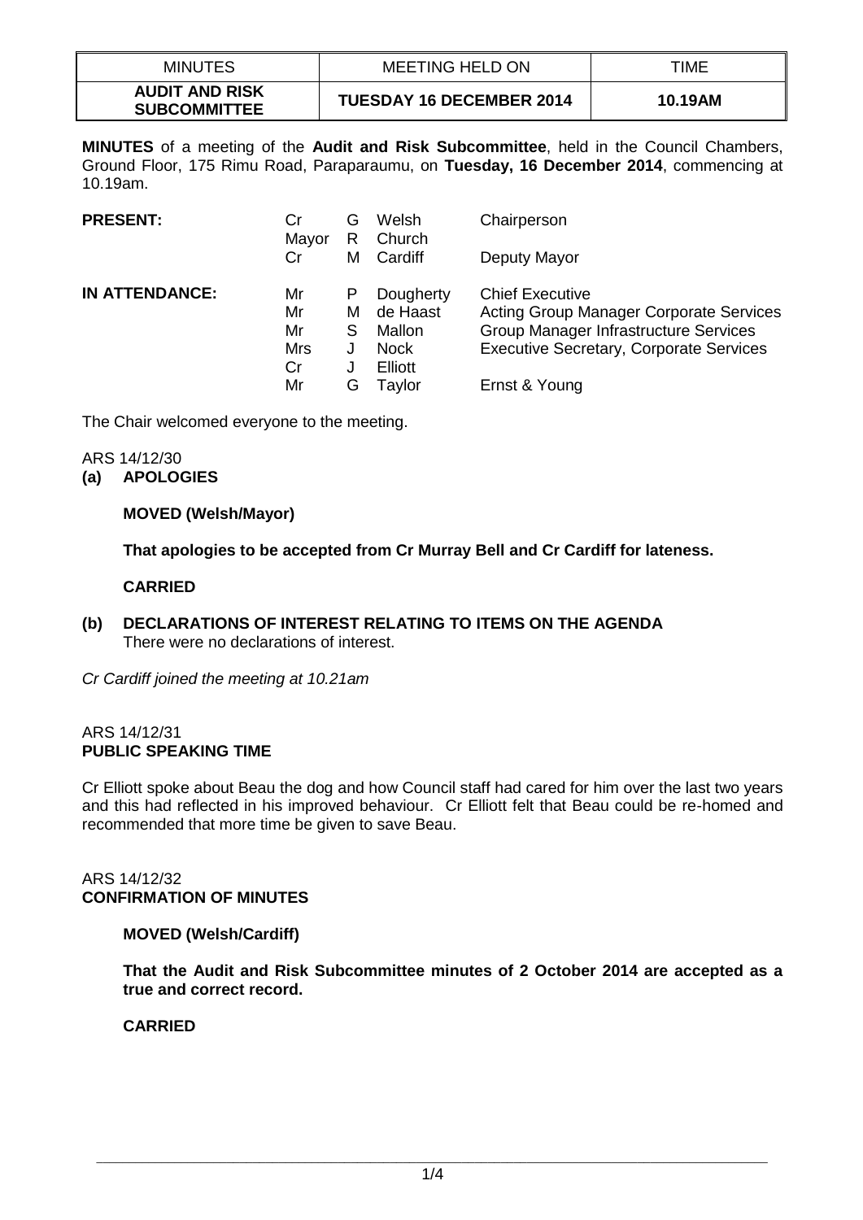| MINUTES | MEETING HELD ON | TIME |
|---|---|---|
| **AUDIT AND RISK SUBCOMMITTEE** | **TUESDAY 16 DECEMBER 2014** | **10.19AM** |

**MINUTES** of a meeting of the **Audit and Risk Subcommittee**, held in the Council Chambers, Ground Floor, 175 Rimu Road, Paraparaumu, on **Tuesday, 16 December 2014**, commencing at 10.19am.

| | | | | |
|---|---|---|---|---|
| **PRESENT:** | Cr | G | Welsh | Chairperson |
| | Mayor | R | Church | |
| | Cr | M | Cardiff | Deputy Mayor |
| **IN ATTENDANCE:** | Mr | P | Dougherty | Chief Executive |
| | Mr | M | de Haast | Acting Group Manager Corporate Services |
| | Mr | S | Mallon | Group Manager Infrastructure Services |
| | Mrs | J | Nock | Executive Secretary, Corporate Services |
| | Cr | J | Elliott | |
| | Mr | G | Taylor | Ernst & Young |

The Chair welcomed everyone to the meeting.

ARS 14/12/30

**(a) APOLOGIES**

**MOVED (Welsh/Mayor)**

**That apologies to be accepted from Cr Murray Bell and Cr Cardiff for lateness.**

**CARRIED**

**(b) DECLARATIONS OF INTEREST RELATING TO ITEMS ON THE AGENDA**

There were no declarations of interest.

*Cr Cardiff joined the meeting at 10.21am*

ARS 14/12/31

**PUBLIC SPEAKING TIME**

Cr Elliott spoke about Beau the dog and how Council staff had cared for him over the last two years and this had reflected in his improved behaviour. Cr Elliott felt that Beau could be re-homed and recommended that more time be given to save Beau.

ARS 14/12/32

**CONFIRMATION OF MINUTES**

**MOVED (Welsh/Cardiff)**

**That the Audit and Risk Subcommittee minutes of 2 October 2014 are accepted as a true and correct record.**

**CARRIED**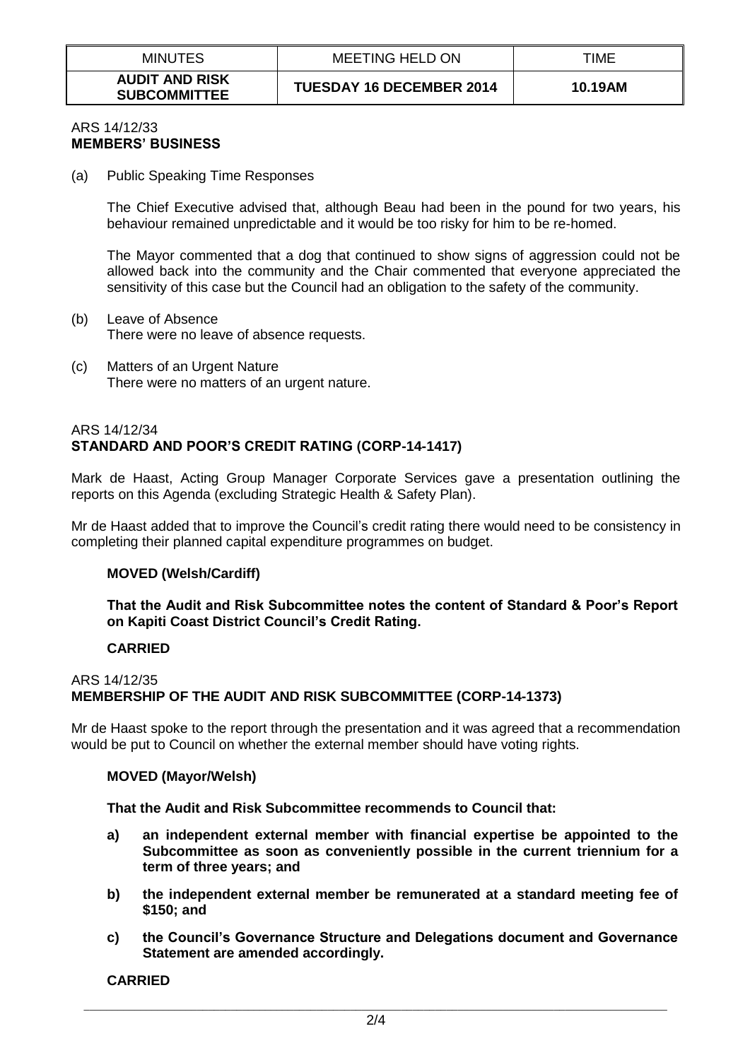| MINUTES | MEETING HELD ON | TIME |
| --- | --- | --- |
| **AUDIT AND RISK SUBCOMMITTEE** | **TUESDAY 16 DECEMBER 2014** | **10.19AM** |

ARS 14/12/33
**MEMBERS' BUSINESS**

(a) Public Speaking Time Responses

The Chief Executive advised that, although Beau had been in the pound for two years, his behaviour remained unpredictable and it would be too risky for him to be re-homed.

The Mayor commented that a dog that continued to show signs of aggression could not be allowed back into the community and the Chair commented that everyone appreciated the sensitivity of this case but the Council had an obligation to the safety of the community.

(b) Leave of Absence
There were no leave of absence requests.

(c) Matters of an Urgent Nature
There were no matters of an urgent nature.

ARS 14/12/34
**STANDARD AND POOR'S CREDIT RATING (CORP-14-1417)**

Mark de Haast, Acting Group Manager Corporate Services gave a presentation outlining the reports on this Agenda (excluding Strategic Health & Safety Plan).

Mr de Haast added that to improve the Council's credit rating there would need to be consistency in completing their planned capital expenditure programmes on budget.

**MOVED (Welsh/Cardiff)**

**That the Audit and Risk Subcommittee notes the content of Standard & Poor's Report on Kapiti Coast District Council's Credit Rating.**

**CARRIED**

ARS 14/12/35
**MEMBERSHIP OF THE AUDIT AND RISK SUBCOMMITTEE (CORP-14-1373)**

Mr de Haast spoke to the report through the presentation and it was agreed that a recommendation would be put to Council on whether the external member should have voting rights.

**MOVED (Mayor/Welsh)**

**That the Audit and Risk Subcommittee recommends to Council that:**

**a) an independent external member with financial expertise be appointed to the Subcommittee as soon as conveniently possible in the current triennium for a term of three years; and**

**b) the independent external member be remunerated at a standard meeting fee of $150; and**

**c) the Council's Governance Structure and Delegations document and Governance Statement are amended accordingly.**

**CARRIED**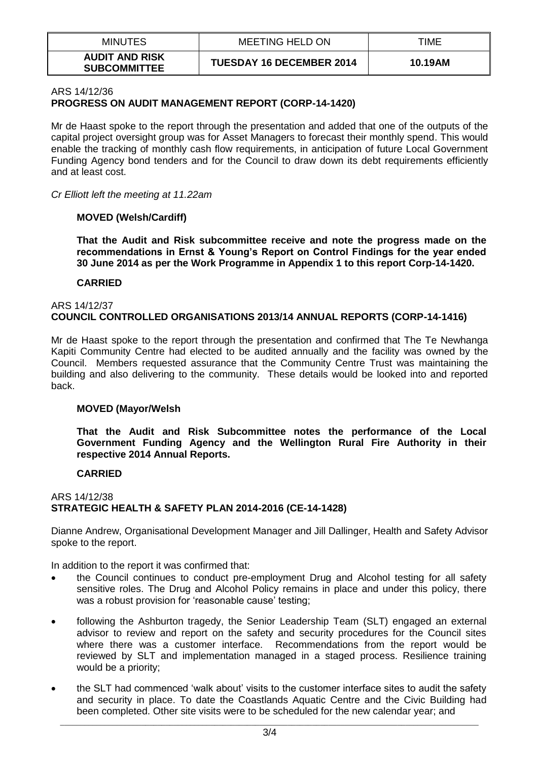| MINUTES | MEETING HELD ON | TIME |
| --- | --- | --- |
| **AUDIT AND RISK SUBCOMMITTEE** | **TUESDAY 16 DECEMBER 2014** | **10.19AM** |

ARS 14/12/36
**PROGRESS ON AUDIT MANAGEMENT REPORT (CORP-14-1420)**

Mr de Haast spoke to the report through the presentation and added that one of the outputs of the capital project oversight group was for Asset Managers to forecast their monthly spend. This would enable the tracking of monthly cash flow requirements, in anticipation of future Local Government Funding Agency bond tenders and for the Council to draw down its debt requirements efficiently and at least cost.

*Cr Elliott left the meeting at 11.22am*

**MOVED (Welsh/Cardiff)**

**That the Audit and Risk subcommittee receive and note the progress made on the recommendations in Ernst & Young's Report on Control Findings for the year ended 30 June 2014 as per the Work Programme in Appendix 1 to this report Corp-14-1420.**

**CARRIED**

ARS 14/12/37
**COUNCIL CONTROLLED ORGANISATIONS 2013/14 ANNUAL REPORTS (CORP-14-1416)**

Mr de Haast spoke to the report through the presentation and confirmed that The Te Newhanga Kapiti Community Centre had elected to be audited annually and the facility was owned by the Council. Members requested assurance that the Community Centre Trust was maintaining the building and also delivering to the community. These details would be looked into and reported back.

**MOVED (Mayor/Welsh**

**That the Audit and Risk Subcommittee notes the performance of the Local Government Funding Agency and the Wellington Rural Fire Authority in their respective 2014 Annual Reports.**

**CARRIED**

ARS 14/12/38
**STRATEGIC HEALTH & SAFETY PLAN 2014-2016 (CE-14-1428)**

Dianne Andrew, Organisational Development Manager and Jill Dallinger, Health and Safety Advisor spoke to the report.

In addition to the report it was confirmed that:

- the Council continues to conduct pre-employment Drug and Alcohol testing for all safety sensitive roles. The Drug and Alcohol Policy remains in place and under this policy, there was a robust provision for 'reasonable cause' testing;
- following the Ashburton tragedy, the Senior Leadership Team (SLT) engaged an external advisor to review and report on the safety and security procedures for the Council sites where there was a customer interface. Recommendations from the report would be reviewed by SLT and implementation managed in a staged process. Resilience training would be a priority;
- the SLT had commenced 'walk about' visits to the customer interface sites to audit the safety and security in place. To date the Coastlands Aquatic Centre and the Civic Building had been completed. Other site visits were to be scheduled for the new calendar year; and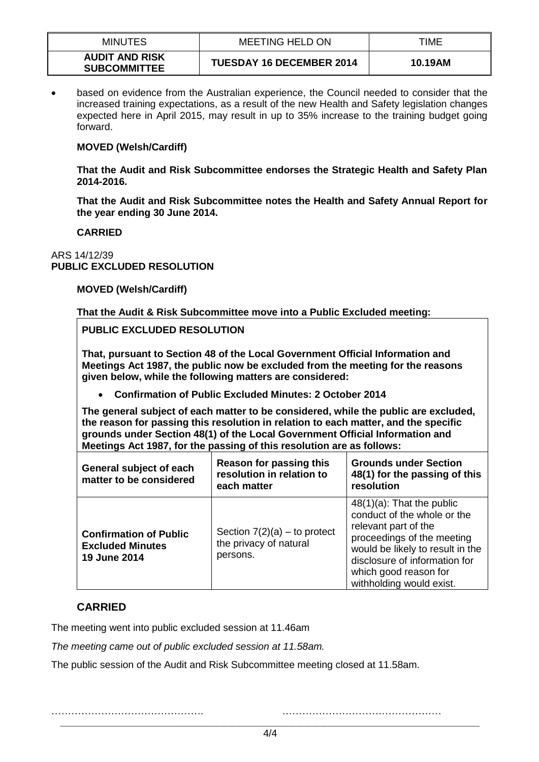| MINUTES | MEETING HELD ON | TIME |
|---|---|---|
| **AUDIT AND RISK SUBCOMMITTEE** | **TUESDAY 16 DECEMBER 2014** | **10.19AM** |

- based on evidence from the Australian experience, the Council needed to consider that the increased training expectations, as a result of the new Health and Safety legislation changes expected here in April 2015, may result in up to 35% increase to the training budget going forward.

**MOVED (Welsh/Cardiff)**

**That the Audit and Risk Subcommittee endorses the Strategic Health and Safety Plan 2014-2016.**

**That the Audit and Risk Subcommittee notes the Health and Safety Annual Report for the year ending 30 June 2014.**

**CARRIED**

ARS 14/12/39
**PUBLIC EXCLUDED RESOLUTION**

**MOVED (Welsh/Cardiff)**

**That the Audit & Risk Subcommittee move into a Public Excluded meeting:**

**PUBLIC EXCLUDED RESOLUTION**

**That, pursuant to Section 48 of the Local Government Official Information and Meetings Act 1987, the public now be excluded from the meeting for the reasons given below, while the following matters are considered:**

- **Confirmation of Public Excluded Minutes: 2 October 2014**

**The general subject of each matter to be considered, while the public are excluded, the reason for passing this resolution in relation to each matter, and the specific grounds under Section 48(1) of the Local Government Official Information and Meetings Act 1987, for the passing of this resolution are as follows:**

| General subject of each matter to be considered | Reason for passing this resolution in relation to each matter | Grounds under Section 48(1) for the passing of this resolution |
|---|---|---|
| **Confirmation of Public Excluded Minutes 19 June 2014** | Section 7(2)(a) – to protect the privacy of natural persons. | 48(1)(a): That the public conduct of the whole or the relevant part of the proceedings of the meeting would be likely to result in the disclosure of information for which good reason for withholding would exist. |

**CARRIED**

The meeting went into public excluded session at 11.46am

*The meeting came out of public excluded session at 11.58am.*

The public session of the Audit and Risk Subcommittee meeting closed at 11.58am.

………………………………………. ………………………………………….